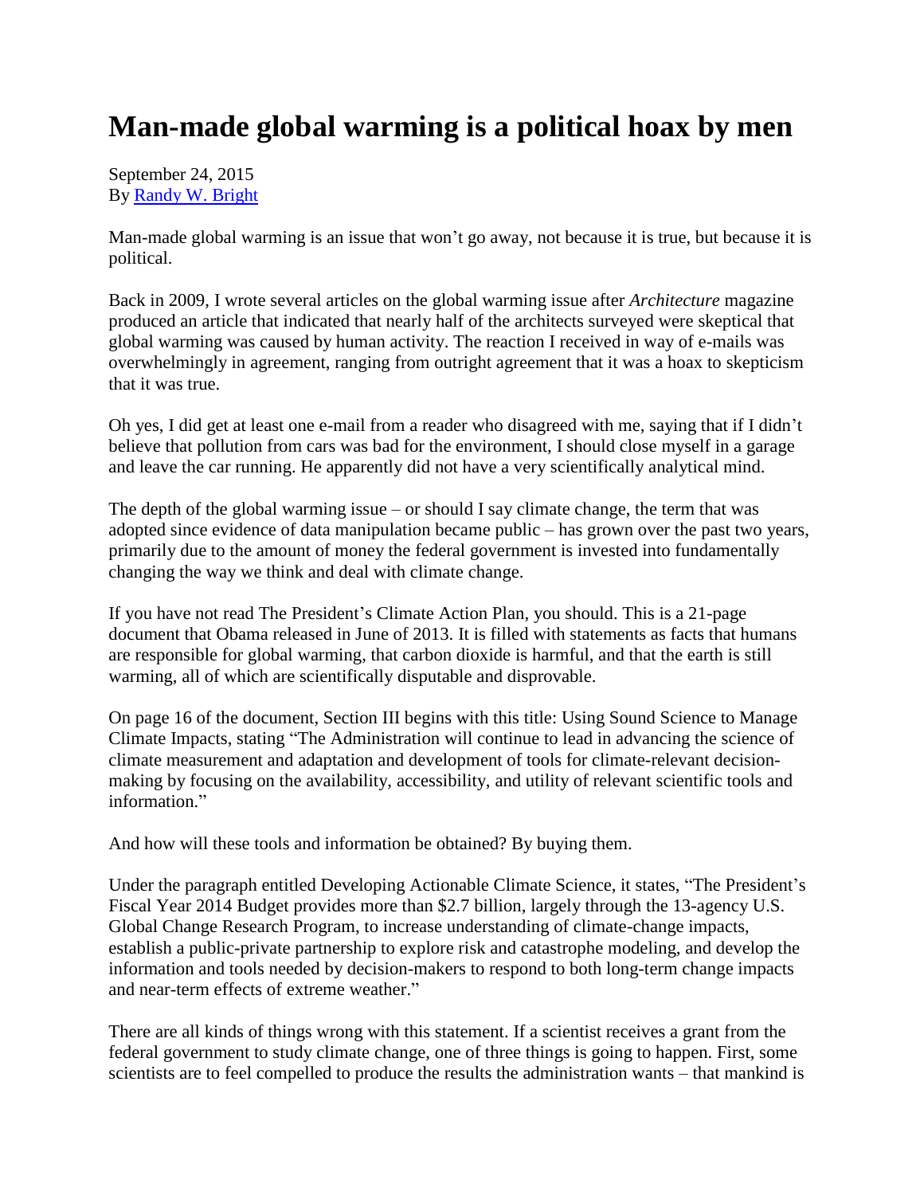# Man-made global warming is a political hoax by men

September 24, 2015
By [Randy W. Bright]

Man-made global warming is an issue that won't go away, not because it is true, but because it is political.

Back in 2009, I wrote several articles on the global warming issue after *Architecture* magazine produced an article that indicated that nearly half of the architects surveyed were skeptical that global warming was caused by human activity. The reaction I received in way of e-mails was overwhelmingly in agreement, ranging from outright agreement that it was a hoax to skepticism that it was true.

Oh yes, I did get at least one e-mail from a reader who disagreed with me, saying that if I didn't believe that pollution from cars was bad for the environment, I should close myself in a garage and leave the car running. He apparently did not have a very scientifically analytical mind.

The depth of the global warming issue – or should I say climate change, the term that was adopted since evidence of data manipulation became public – has grown over the past two years, primarily due to the amount of money the federal government is invested into fundamentally changing the way we think and deal with climate change.

If you have not read The President's Climate Action Plan, you should. This is a 21-page document that Obama released in June of 2013. It is filled with statements as facts that humans are responsible for global warming, that carbon dioxide is harmful, and that the earth is still warming, all of which are scientifically disputable and disprovable.

On page 16 of the document, Section III begins with this title: Using Sound Science to Manage Climate Impacts, stating "The Administration will continue to lead in advancing the science of climate measurement and adaptation and development of tools for climate-relevant decision-making by focusing on the availability, accessibility, and utility of relevant scientific tools and information."

And how will these tools and information be obtained? By buying them.

Under the paragraph entitled Developing Actionable Climate Science, it states, "The President's Fiscal Year 2014 Budget provides more than $2.7 billion, largely through the 13-agency U.S. Global Change Research Program, to increase understanding of climate-change impacts, establish a public-private partnership to explore risk and catastrophe modeling, and develop the information and tools needed by decision-makers to respond to both long-term change impacts and near-term effects of extreme weather."

There are all kinds of things wrong with this statement. If a scientist receives a grant from the federal government to study climate change, one of three things is going to happen. First, some scientists are to feel compelled to produce the results the administration wants – that mankind is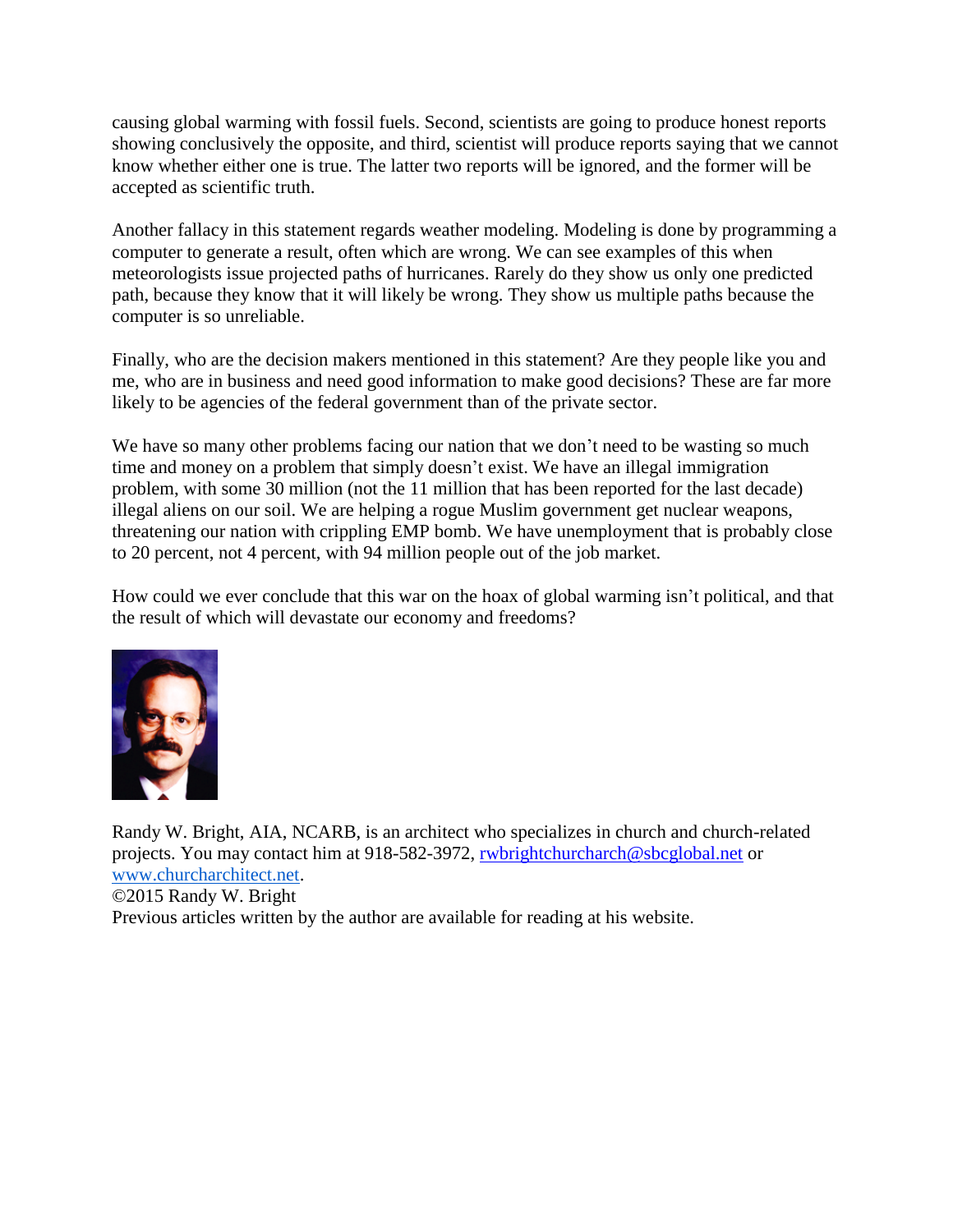causing global warming with fossil fuels. Second, scientists are going to produce honest reports showing conclusively the opposite, and third, scientist will produce reports saying that we cannot know whether either one is true. The latter two reports will be ignored, and the former will be accepted as scientific truth.

Another fallacy in this statement regards weather modeling. Modeling is done by programming a computer to generate a result, often which are wrong. We can see examples of this when meteorologists issue projected paths of hurricanes. Rarely do they show us only one predicted path, because they know that it will likely be wrong. They show us multiple paths because the computer is so unreliable.

Finally, who are the decision makers mentioned in this statement? Are they people like you and me, who are in business and need good information to make good decisions? These are far more likely to be agencies of the federal government than of the private sector.

We have so many other problems facing our nation that we don't need to be wasting so much time and money on a problem that simply doesn't exist. We have an illegal immigration problem, with some 30 million (not the 11 million that has been reported for the last decade) illegal aliens on our soil. We are helping a rogue Muslim government get nuclear weapons, threatening our nation with crippling EMP bomb. We have unemployment that is probably close to 20 percent, not 4 percent, with 94 million people out of the job market.

How could we ever conclude that this war on the hoax of global warming isn't political, and that the result of which will devastate our economy and freedoms?

Randy W. Bright, AIA, NCARB, is an architect who specializes in church and church-related projects. You may contact him at 918-582-3972, [rwbrightchurcharch@sbcglobal.net](mailto:rwbrightchurcharch@sbcglobal.net) or [www.churcharchitect.net](http://www.churcharchitect.net).

©2015 Randy W. Bright

Previous articles written by the author are available for reading at his website.